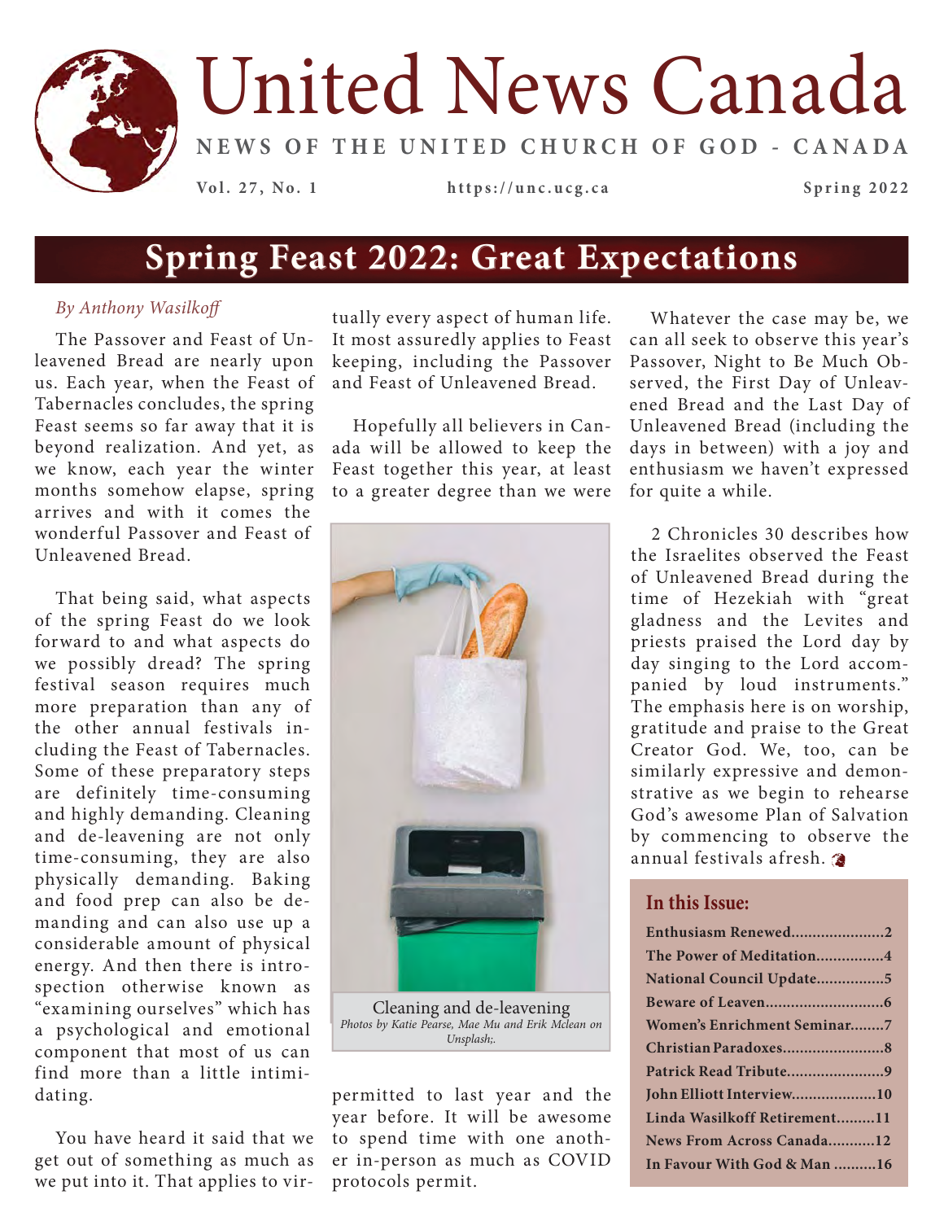# United News Canada

**NEWS OF THE UNITED CHURCH OF GOD - CANADA**

**Vol. 27, No. 1** | **https://unc.ucg.ca** | **Spring 2022**

## Spring Feast 2022: Great Expectations

*By Anthony Wasilkoff*

The Passover and Feast of Unleavened Bread are nearly upon us. Each year, when the Feast of Tabernacles concludes, the spring Feast seems so far away that it is beyond realization. And yet, as we know, each year the winter months somehow elapse, spring arrives and with it comes the wonderful Passover and Feast of Unleavened Bread.

That being said, what aspects of the spring Feast do we look forward to and what aspects do we possibly dread? The spring festival season requires much more preparation than any of the other annual festivals including the Feast of Tabernacles. Some of these preparatory steps are definitely time-consuming and highly demanding. Cleaning and de-leavening are not only time-consuming, they are also physically demanding. Baking and food prep can also be demanding and can also use up a considerable amount of physical energy. And then there is introspection otherwise known as "examining ourselves" which has a psychological and emotional component that most of us can find more than a little intimidating.

You have heard it said that we get out of something as much as we put into it. That applies to virtually every aspect of human life. It most assuredly applies to Feast keeping, including the Passover and Feast of Unleavened Bread.

Hopefully all believers in Canada will be allowed to keep the Feast together this year, at least to a greater degree than we were permitted to last year and the year before. It will be awesome to spend time with one another in-person as much as COVID protocols permit.

Cleaning and de-leavening
*Photos by Katie Pearse, Mae Mu and Erik Mclean on Unsplash;.*

Whatever the case may be, we can all seek to observe this year's Passover, Night to Be Much Observed, the First Day of Unleavened Bread and the Last Day of Unleavened Bread (including the days in between) with a joy and enthusiasm we haven't expressed for quite a while.

2 Chronicles 30 describes how the Israelites observed the Feast of Unleavened Bread during the time of Hezekiah with "great gladness and the Levites and priests praised the Lord day by day singing to the Lord accompanied by loud instruments." The emphasis here is on worship, gratitude and praise to the Great Creator God. We, too, can be similarly expressive and demonstrative as we begin to rehearse God's awesome Plan of Salvation by commencing to observe the annual festivals afresh.

### In this Issue:

- **Enthusiasm Renewed......................2**
- **The Power of Meditation................4**
- **National Council Update................5**
- **Beware of Leaven............................6**
- **Women's Enrichment Seminar........7**
- **Christian Paradoxes........................8**
- **Patrick Read Tribute.......................9**
- **John Elliott Interview....................10**
- **Linda Wasilkoff Retirement.........11**
- **News From Across Canada...........12**
- **In Favour With God & Man ..........16**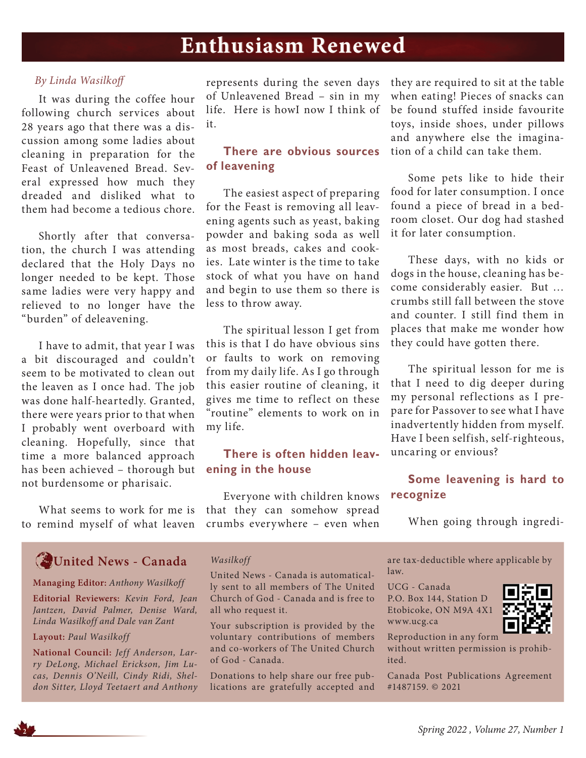# Enthusiasm Renewed

*By Linda Wasilkoff*

It was during the coffee hour following church services about 28 years ago that there was a discussion among some ladies about cleaning in preparation for the Feast of Unleavened Bread. Several expressed how much they dreaded and disliked what to them had become a tedious chore.

Shortly after that conversation, the church I was attending declared that the Holy Days no longer needed to be kept. Those same ladies were very happy and relieved to no longer have the "burden" of deleavening.

I have to admit, that year I was a bit discouraged and couldn't seem to be motivated to clean out the leaven as I once had. The job was done half-heartedly. Granted, there were years prior to that when I probably went overboard with cleaning. Hopefully, since that time a more balanced approach has been achieved – thorough but not burdensome or pharisaic.

What seems to work for me is to remind myself of what leaven represents during the seven days of Unleavened Bread – sin in my life. Here is howI now I think of it.

### There are obvious sources of leavening

The easiest aspect of preparing for the Feast is removing all leavening agents such as yeast, baking powder and baking soda as well as most breads, cakes and cookies. Late winter is the time to take stock of what you have on hand and begin to use them so there is less to throw away.

The spiritual lesson I get from this is that I do have obvious sins or faults to work on removing from my daily life. As I go through this easier routine of cleaning, it gives me time to reflect on these "routine" elements to work on in my life.

### There is often hidden leavening in the house

Everyone with children knows that they can somehow spread crumbs everywhere – even when they are required to sit at the table when eating! Pieces of snacks can be found stuffed inside favourite toys, inside shoes, under pillows and anywhere else the imagination of a child can take them.

Some pets like to hide their food for later consumption. I once found a piece of bread in a bedroom closet. Our dog had stashed it for later consumption.

These days, with no kids or dogs in the house, cleaning has become considerably easier. But … crumbs still fall between the stove and counter. I still find them in places that make me wonder how they could have gotten there.

The spiritual lesson for me is that I need to dig deeper during my personal reflections as I prepare for Passover to see what I have inadvertently hidden from myself. Have I been selfish, self-righteous, uncaring or envious?

### Some leavening is hard to recognize

When going through ingredi-

---

## United News - Canada

**Managing Editor:** *Anthony Wasilkoff*

**Editorial Reviewers:** *Kevin Ford, Jean Jantzen, David Palmer, Denise Ward, Linda Wasilkoff and Dale van Zant*

**Layout:** *Paul Wasilkoff*

**National Council:** *Jeff Anderson, Larry DeLong, Michael Erickson, Jim Lucas, Dennis O'Neill, Cindy Ridi, Sheldon Sitter, Lloyd Teetaert and Anthony Wasilkoff*

United News - Canada is automatically sent to all members of The United Church of God - Canada and is free to all who request it.

Your subscription is provided by the voluntary contributions of members and co-workers of The United Church of God - Canada.

Donations to help share our free publications are gratefully accepted and are tax-deductible where applicable by law.

UCG - Canada
P.O. Box 144, Station D
Etobicoke, ON M9A 4X1
www.ucg.ca

Reproduction in any form without written permission is prohibited.

Canada Post Publications Agreement #1487159. © 2021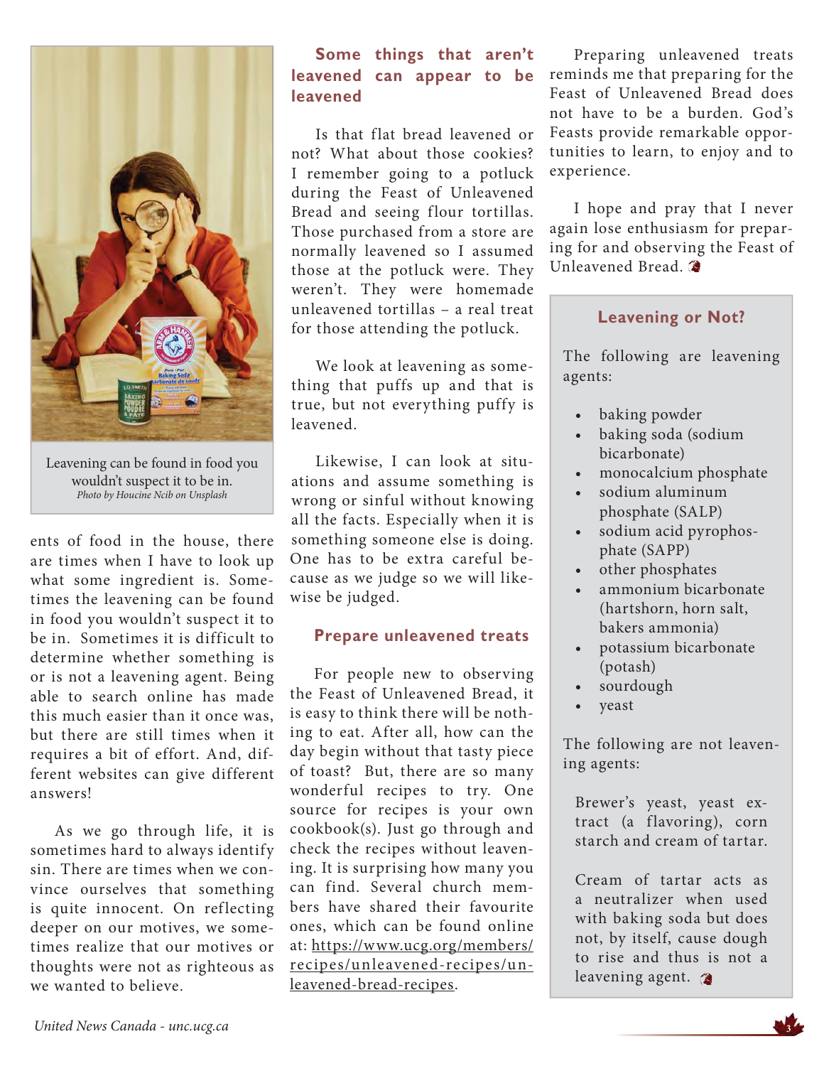Leavening can be found in food you wouldn't suspect it to be in.
*Photo by Houcine Ncib on Unsplash*

ents of food in the house, there are times when I have to look up what some ingredient is. Sometimes the leavening can be found in food you wouldn't suspect it to be in. Sometimes it is difficult to determine whether something is or is not a leavening agent. Being able to search online has made this much easier than it once was, but there are still times when it requires a bit of effort. And, different websites can give different answers!

As we go through life, it is sometimes hard to always identify sin. There are times when we convince ourselves that something is quite innocent. On reflecting deeper on our motives, we sometimes realize that our motives or thoughts were not as righteous as we wanted to believe.

## Some things that aren't leavened can appear to be leavened

Is that flat bread leavened or not? What about those cookies? I remember going to a potluck during the Feast of Unleavened Bread and seeing flour tortillas. Those purchased from a store are normally leavened so I assumed those at the potluck were. They weren't. They were homemade unleavened tortillas – a real treat for those attending the potluck.

We look at leavening as something that puffs up and that is true, but not everything puffy is leavened.

Likewise, I can look at situations and assume something is wrong or sinful without knowing all the facts. Especially when it is something someone else is doing. One has to be extra careful because as we judge so we will likewise be judged.

## Prepare unleavened treats

For people new to observing the Feast of Unleavened Bread, it is easy to think there will be nothing to eat. After all, how can the day begin without that tasty piece of toast? But, there are so many wonderful recipes to try. One source for recipes is your own cookbook(s). Just go through and check the recipes without leavening. It is surprising how many you can find. Several church members have shared their favourite ones, which can be found online at: https://www.ucg.org/members/recipes/unleavened-recipes/unleavened-bread-recipes.

Preparing unleavened treats reminds me that preparing for the Feast of Unleavened Bread does not have to be a burden. God's Feasts provide remarkable opportunities to learn, to enjoy and to experience.

I hope and pray that I never again lose enthusiasm for preparing for and observing the Feast of Unleavened Bread.

## Leavening or Not?

The following are leavening agents:

- baking powder
- baking soda (sodium bicarbonate)
- monocalcium phosphate
- sodium aluminum phosphate (SALP)
- sodium acid pyrophosphate (SAPP)
- other phosphates
- ammonium bicarbonate (hartshorn, horn salt, bakers ammonia)
- potassium bicarbonate (potash)
- sourdough
- yeast

The following are not leavening agents:

Brewer's yeast, yeast extract (a flavoring), corn starch and cream of tartar.

Cream of tartar acts as a neutralizer when used with baking soda but does not, by itself, cause dough to rise and thus is not a leavening agent.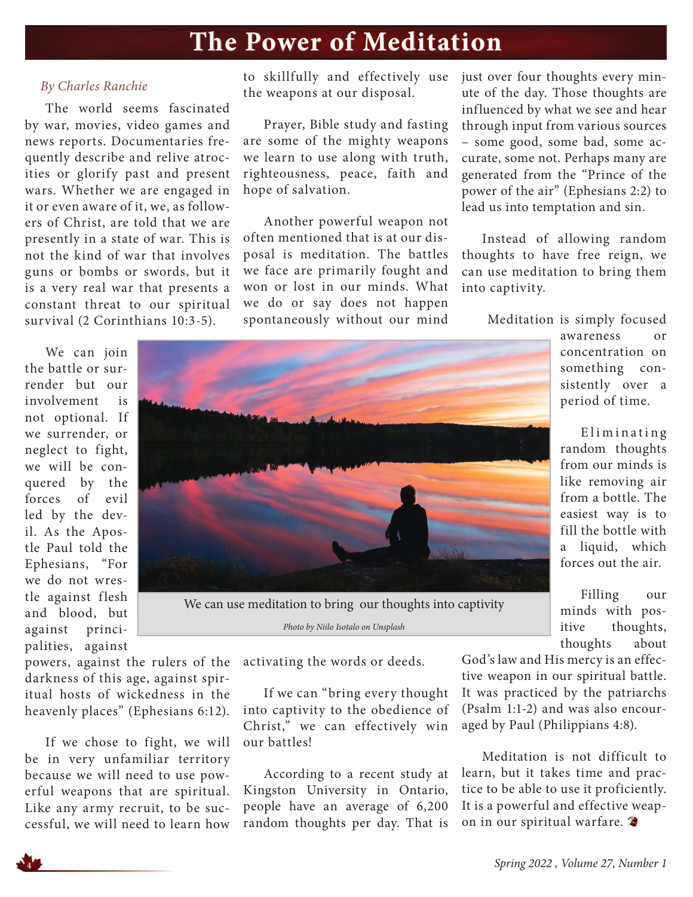# The Power of Meditation

*By Charles Ranchie*

The world seems fascinated by war, movies, video games and news reports. Documentaries frequently describe and relive atrocities or glorify past and present wars. Whether we are engaged in it or even aware of it, we, as followers of Christ, are told that we are presently in a state of war. This is not the kind of war that involves guns or bombs or swords, but it is a very real war that presents a constant threat to our spiritual survival (2 Corinthians 10:3-5).

We can join the battle or surrender but our involvement is not optional. If we surrender, or neglect to fight, we will be conquered by the forces of evil led by the devil. As the Apostle Paul told the Ephesians, "For we do not wrestle against flesh and blood, but against principalities, against powers, against the rulers of the darkness of this age, against spiritual hosts of wickedness in the heavenly places" (Ephesians 6:12).

If we chose to fight, we will be in very unfamiliar territory because we will need to use powerful weapons that are spiritual. Like any army recruit, to be successful, we will need to learn how to skillfully and effectively use the weapons at our disposal.

Prayer, Bible study and fasting are some of the mighty weapons we learn to use along with truth, righteousness, peace, faith and hope of salvation.

Another powerful weapon not often mentioned that is at our disposal is meditation. The battles we face are primarily fought and won or lost in our minds. What we do or say does not happen spontaneously without our mind activating the words or deeds.

We can use meditation to bring our thoughts into captivity

*Photo by Niilo Isotalo on Unsplash*

If we can "bring every thought into captivity to the obedience of Christ," we can effectively win our battles!

According to a recent study at Kingston University in Ontario, people have an average of 6,200 random thoughts per day. That is just over four thoughts every minute of the day. Those thoughts are influenced by what we see and hear through input from various sources – some good, some bad, some accurate, some not. Perhaps many are generated from the "Prince of the power of the air" (Ephesians 2:2) to lead us into temptation and sin.

Instead of allowing random thoughts to have free reign, we can use meditation to bring them into captivity.

Meditation is simply focused awareness or concentration on something consistently over a period of time.

Eliminating random thoughts from our minds is like removing air from a bottle. The easiest way is to fill the bottle with a liquid, which forces out the air.

Filling our minds with positive thoughts, thoughts about God's law and His mercy is an effective weapon in our spiritual battle. It was practiced by the patriarchs (Psalm 1:1-2) and was also encouraged by Paul (Philippians 4:8).

Meditation is not difficult to learn, but it takes time and practice to be able to use it proficiently. It is a powerful and effective weapon in our spiritual warfare.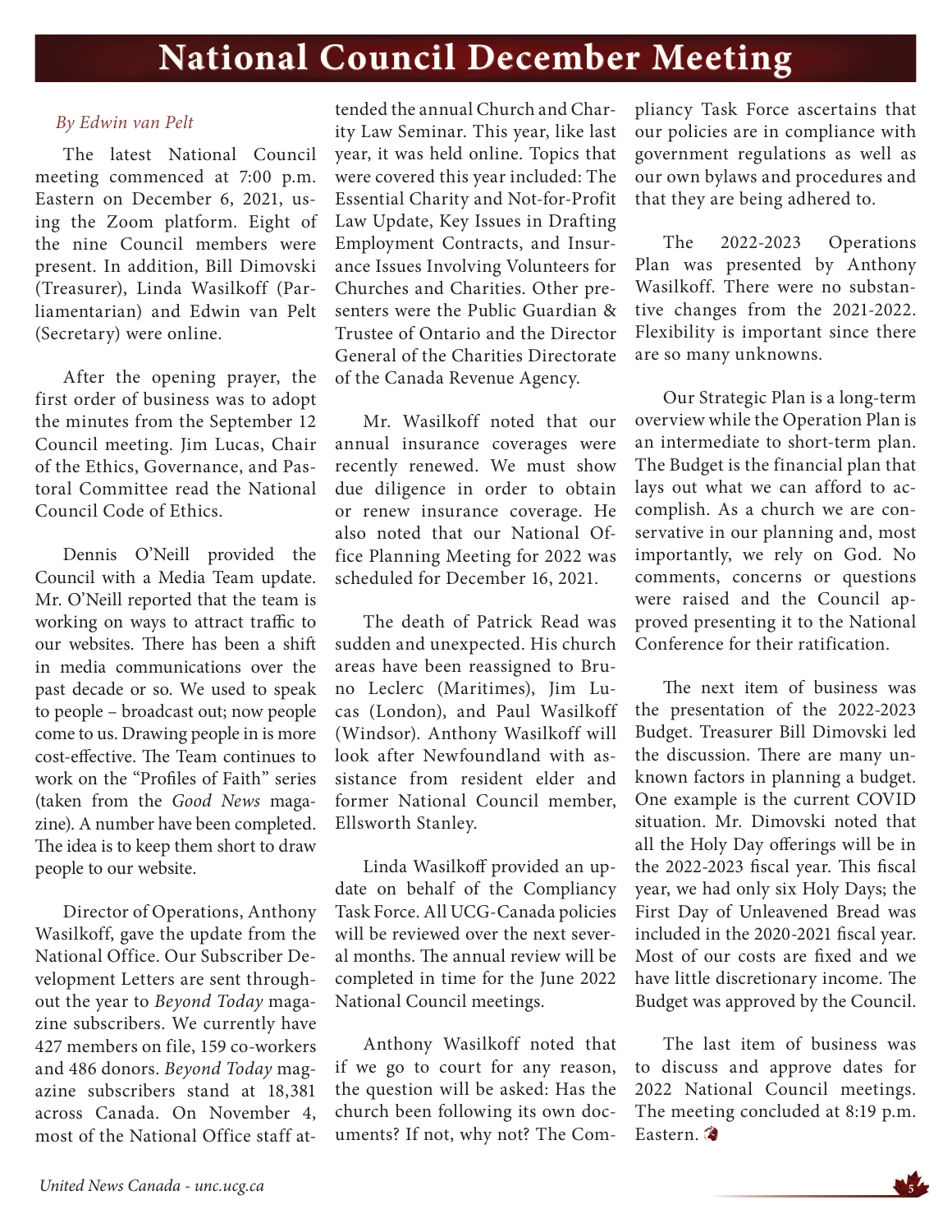# National Council December Meeting

*By Edwin van Pelt*

The latest National Council meeting commenced at 7:00 p.m. Eastern on December 6, 2021, using the Zoom platform. Eight of the nine Council members were present. In addition, Bill Dimovski (Treasurer), Linda Wasilkoff (Parliamentarian) and Edwin van Pelt (Secretary) were online.

After the opening prayer, the first order of business was to adopt the minutes from the September 12 Council meeting. Jim Lucas, Chair of the Ethics, Governance, and Pastoral Committee read the National Council Code of Ethics.

Dennis O'Neill provided the Council with a Media Team update. Mr. O'Neill reported that the team is working on ways to attract traffic to our websites. There has been a shift in media communications over the past decade or so. We used to speak to people – broadcast out; now people come to us. Drawing people in is more cost-effective. The Team continues to work on the "Profiles of Faith" series (taken from the *Good News* magazine). A number have been completed. The idea is to keep them short to draw people to our website.

Director of Operations, Anthony Wasilkoff, gave the update from the National Office. Our Subscriber Development Letters are sent throughout the year to *Beyond Today* magazine subscribers. We currently have 427 members on file, 159 co-workers and 486 donors. *Beyond Today* magazine subscribers stand at 18,381 across Canada. On November 4, most of the National Office staff attended the annual Church and Charity Law Seminar. This year, like last year, it was held online. Topics that were covered this year included: The Essential Charity and Not-for-Profit Law Update, Key Issues in Drafting Employment Contracts, and Insurance Issues Involving Volunteers for Churches and Charities. Other presenters were the Public Guardian & Trustee of Ontario and the Director General of the Charities Directorate of the Canada Revenue Agency.

Mr. Wasilkoff noted that our annual insurance coverages were recently renewed. We must show due diligence in order to obtain or renew insurance coverage. He also noted that our National Office Planning Meeting for 2022 was scheduled for December 16, 2021.

The death of Patrick Read was sudden and unexpected. His church areas have been reassigned to Bruno Leclerc (Maritimes), Jim Lucas (London), and Paul Wasilkoff (Windsor). Anthony Wasilkoff will look after Newfoundland with assistance from resident elder and former National Council member, Ellsworth Stanley.

Linda Wasilkoff provided an update on behalf of the Compliancy Task Force. All UCG-Canada policies will be reviewed over the next several months. The annual review will be completed in time for the June 2022 National Council meetings.

Anthony Wasilkoff noted that if we go to court for any reason, the question will be asked: Has the church been following its own documents? If not, why not? The Compliancy Task Force ascertains that our policies are in compliance with government regulations as well as our own bylaws and procedures and that they are being adhered to.

The 2022-2023 Operations Plan was presented by Anthony Wasilkoff. There were no substantive changes from the 2021-2022. Flexibility is important since there are so many unknowns.

Our Strategic Plan is a long-term overview while the Operation Plan is an intermediate to short-term plan. The Budget is the financial plan that lays out what we can afford to accomplish. As a church we are conservative in our planning and, most importantly, we rely on God. No comments, concerns or questions were raised and the Council approved presenting it to the National Conference for their ratification.

The next item of business was the presentation of the 2022-2023 Budget. Treasurer Bill Dimovski led the discussion. There are many unknown factors in planning a budget. One example is the current COVID situation. Mr. Dimovski noted that all the Holy Day offerings will be in the 2022-2023 fiscal year. This fiscal year, we had only six Holy Days; the First Day of Unleavened Bread was included in the 2020-2021 fiscal year. Most of our costs are fixed and we have little discretionary income. The Budget was approved by the Council.

The last item of business was to discuss and approve dates for 2022 National Council meetings. The meeting concluded at 8:19 p.m. Eastern.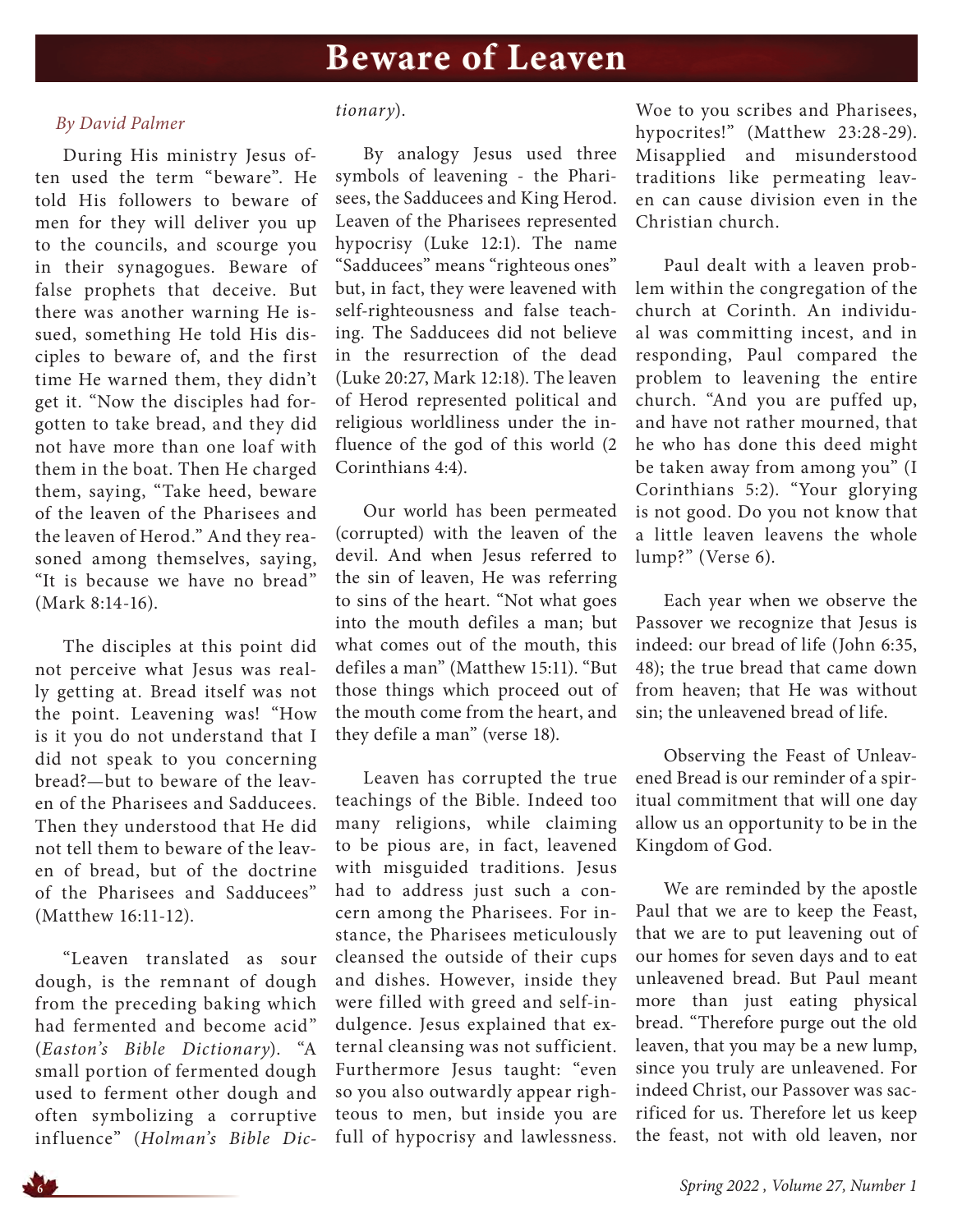# Beware of Leaven

*By David Palmer*

During His ministry Jesus often used the term "beware". He told His followers to beware of men for they will deliver you up to the councils, and scourge you in their synagogues. Beware of false prophets that deceive. But there was another warning He issued, something He told His disciples to beware of, and the first time He warned them, they didn't get it. "Now the disciples had forgotten to take bread, and they did not have more than one loaf with them in the boat. Then He charged them, saying, "Take heed, beware of the leaven of the Pharisees and the leaven of Herod." And they reasoned among themselves, saying, "It is because we have no bread" (Mark 8:14-16).

The disciples at this point did not perceive what Jesus was really getting at. Bread itself was not the point. Leavening was! "How is it you do not understand that I did not speak to you concerning bread?—but to beware of the leaven of the Pharisees and Sadducees. Then they understood that He did not tell them to beware of the leaven of bread, but of the doctrine of the Pharisees and Sadducees" (Matthew 16:11-12).

"Leaven translated as sour dough, is the remnant of dough from the preceding baking which had fermented and become acid" (*Easton's Bible Dictionary*). "A small portion of fermented dough used to ferment other dough and often symbolizing a corruptive influence" (*Holman's Bible Dictionary*).

By analogy Jesus used three symbols of leavening - the Pharisees, the Sadducees and King Herod. Leaven of the Pharisees represented hypocrisy (Luke 12:1). The name "Sadducees" means "righteous ones" but, in fact, they were leavened with self-righteousness and false teaching. The Sadducees did not believe in the resurrection of the dead (Luke 20:27, Mark 12:18). The leaven of Herod represented political and religious worldliness under the influence of the god of this world (2 Corinthians 4:4).

Our world has been permeated (corrupted) with the leaven of the devil. And when Jesus referred to the sin of leaven, He was referring to sins of the heart. "Not what goes into the mouth defiles a man; but what comes out of the mouth, this defiles a man" (Matthew 15:11). "But those things which proceed out of the mouth come from the heart, and they defile a man" (verse 18).

Leaven has corrupted the true teachings of the Bible. Indeed too many religions, while claiming to be pious are, in fact, leavened with misguided traditions. Jesus had to address just such a concern among the Pharisees. For instance, the Pharisees meticulously cleansed the outside of their cups and dishes. However, inside they were filled with greed and self-indulgence. Jesus explained that external cleansing was not sufficient. Furthermore Jesus taught: "even so you also outwardly appear righteous to men, but inside you are full of hypocrisy and lawlessness. Woe to you scribes and Pharisees, hypocrites!" (Matthew 23:28-29). Misapplied and misunderstood traditions like permeating leaven can cause division even in the Christian church.

Paul dealt with a leaven problem within the congregation of the church at Corinth. An individual was committing incest, and in responding, Paul compared the problem to leavening the entire church. "And you are puffed up, and have not rather mourned, that he who has done this deed might be taken away from among you" (I Corinthians 5:2). "Your glorying is not good. Do you not know that a little leaven leavens the whole lump?" (Verse 6).

Each year when we observe the Passover we recognize that Jesus is indeed: our bread of life (John 6:35, 48); the true bread that came down from heaven; that He was without sin; the unleavened bread of life.

Observing the Feast of Unleavened Bread is our reminder of a spiritual commitment that will one day allow us an opportunity to be in the Kingdom of God.

We are reminded by the apostle Paul that we are to keep the Feast, that we are to put leavening out of our homes for seven days and to eat unleavened bread. But Paul meant more than just eating physical bread. "Therefore purge out the old leaven, that you may be a new lump, since you truly are unleavened. For indeed Christ, our Passover was sacrificed for us. Therefore let us keep the feast, not with old leaven, nor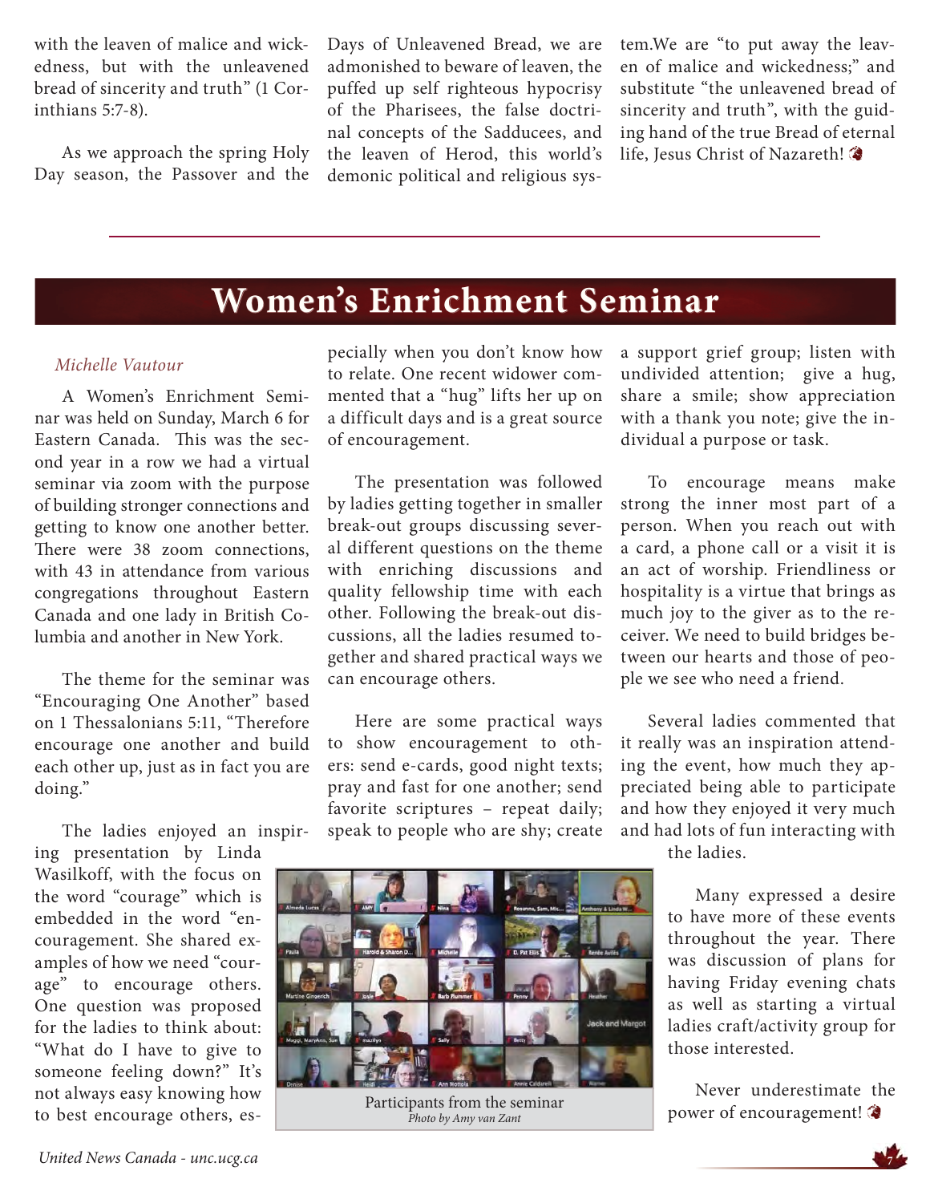with the leaven of malice and wickedness, but with the unleavened bread of sincerity and truth" (1 Corinthians 5:7-8).

As we approach the spring Holy Day season, the Passover and the Days of Unleavened Bread, we are admonished to beware of leaven, the puffed up self righteous hypocrisy of the Pharisees, the false doctrinal concepts of the Sadducees, and the leaven of Herod, this world's demonic political and religious system.We are "to put away the leaven of malice and wickedness;" and substitute "the unleavened bread of sincerity and truth", with the guiding hand of the true Bread of eternal life, Jesus Christ of Nazareth!

# Women's Enrichment Seminar

*Michelle Vautour*

A Women's Enrichment Seminar was held on Sunday, March 6 for Eastern Canada. This was the second year in a row we had a virtual seminar via zoom with the purpose of building stronger connections and getting to know one another better. There were 38 zoom connections, with 43 in attendance from various congregations throughout Eastern Canada and one lady in British Columbia and another in New York.

The theme for the seminar was "Encouraging One Another" based on 1 Thessalonians 5:11, "Therefore encourage one another and build each other up, just as in fact you are doing."

The ladies enjoyed an inspiring presentation by Linda Wasilkoff, with the focus on the word "courage" which is embedded in the word "encouragement. She shared examples of how we need "courage" to encourage others. One question was proposed for the ladies to think about: "What do I have to give to someone feeling down?" It's not always easy knowing how to best encourage others, especially when you don't know how to relate. One recent widower commented that a "hug" lifts her up on a difficult days and is a great source of encouragement.

The presentation was followed by ladies getting together in smaller break-out groups discussing several different questions on the theme with enriching discussions and quality fellowship time with each other. Following the break-out discussions, all the ladies resumed together and shared practical ways we can encourage others.

Here are some practical ways to show encouragement to others: send e-cards, good night texts; pray and fast for one another; send favorite scriptures – repeat daily; speak to people who are shy; create a support grief group; listen with undivided attention; give a hug, share a smile; show appreciation with a thank you note; give the individual a purpose or task.

To encourage means make strong the inner most part of a person. When you reach out with a card, a phone call or a visit it is an act of worship. Friendliness or hospitality is a virtue that brings as much joy to the giver as to the receiver. We need to build bridges between our hearts and those of people we see who need a friend.

Several ladies commented that it really was an inspiration attending the event, how much they appreciated being able to participate and how they enjoyed it very much and had lots of fun interacting with the ladies.

Many expressed a desire to have more of these events throughout the year. There was discussion of plans for having Friday evening chats as well as starting a virtual ladies craft/activity group for those interested.

Never underestimate the power of encouragement!

Participants from the seminar
*Photo by Amy van Zant*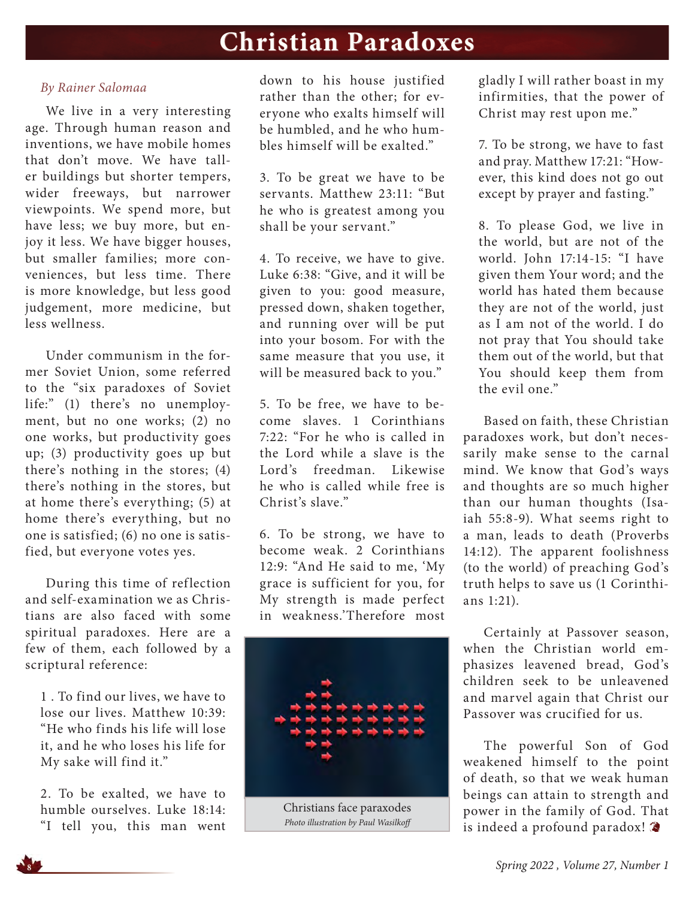# Christian Paradoxes

*By Rainer Salomaa*

We live in a very interesting age. Through human reason and inventions, we have mobile homes that don't move. We have taller buildings but shorter tempers, wider freeways, but narrower viewpoints. We spend more, but have less; we buy more, but enjoy it less. We have bigger houses, but smaller families; more conveniences, but less time. There is more knowledge, but less good judgement, more medicine, but less wellness.

Under communism in the former Soviet Union, some referred to the "six paradoxes of Soviet life:" (1) there's no unemployment, but no one works; (2) no one works, but productivity goes up; (3) productivity goes up but there's nothing in the stores; (4) there's nothing in the stores, but at home there's everything; (5) at home there's everything, but no one is satisfied; (6) no one is satisfied, but everyone votes yes.

During this time of reflection and self-examination we as Christians are also faced with some spiritual paradoxes. Here are a few of them, each followed by a scriptural reference:

1 . To find our lives, we have to lose our lives. Matthew 10:39: "He who finds his life will lose it, and he who loses his life for My sake will find it."

2. To be exalted, we have to humble ourselves. Luke 18:14: "I tell you, this man went down to his house justified rather than the other; for everyone who exalts himself will be humbled, and he who humbles himself will be exalted."

3. To be great we have to be servants. Matthew 23:11: "But he who is greatest among you shall be your servant."

4. To receive, we have to give. Luke 6:38: "Give, and it will be given to you: good measure, pressed down, shaken together, and running over will be put into your bosom. For with the same measure that you use, it will be measured back to you."

5. To be free, we have to become slaves. 1 Corinthians 7:22: "For he who is called in the Lord while a slave is the Lord's freedman. Likewise he who is called while free is Christ's slave."

6. To be strong, we have to become weak. 2 Corinthians 12:9: "And He said to me, 'My grace is sufficient for you, for My strength is made perfect in weakness.'Therefore most gladly I will rather boast in my infirmities, that the power of Christ may rest upon me."

Christians face paraxodes
*Photo illustration by Paul Wasilkoff*

7. To be strong, we have to fast and pray. Matthew 17:21: "However, this kind does not go out except by prayer and fasting."

8. To please God, we live in the world, but are not of the world. John 17:14-15: "I have given them Your word; and the world has hated them because they are not of the world, just as I am not of the world. I do not pray that You should take them out of the world, but that You should keep them from the evil one."

Based on faith, these Christian paradoxes work, but don't necessarily make sense to the carnal mind. We know that God's ways and thoughts are so much higher than our human thoughts (Isaiah 55:8-9). What seems right to a man, leads to death (Proverbs 14:12). The apparent foolishness (to the world) of preaching God's truth helps to save us (1 Corinthians 1:21).

Certainly at Passover season, when the Christian world emphasizes leavened bread, God's children seek to be unleavened and marvel again that Christ our Passover was crucified for us.

The powerful Son of God weakened himself to the point of death, so that we weak human beings can attain to strength and power in the family of God. That is indeed a profound paradox!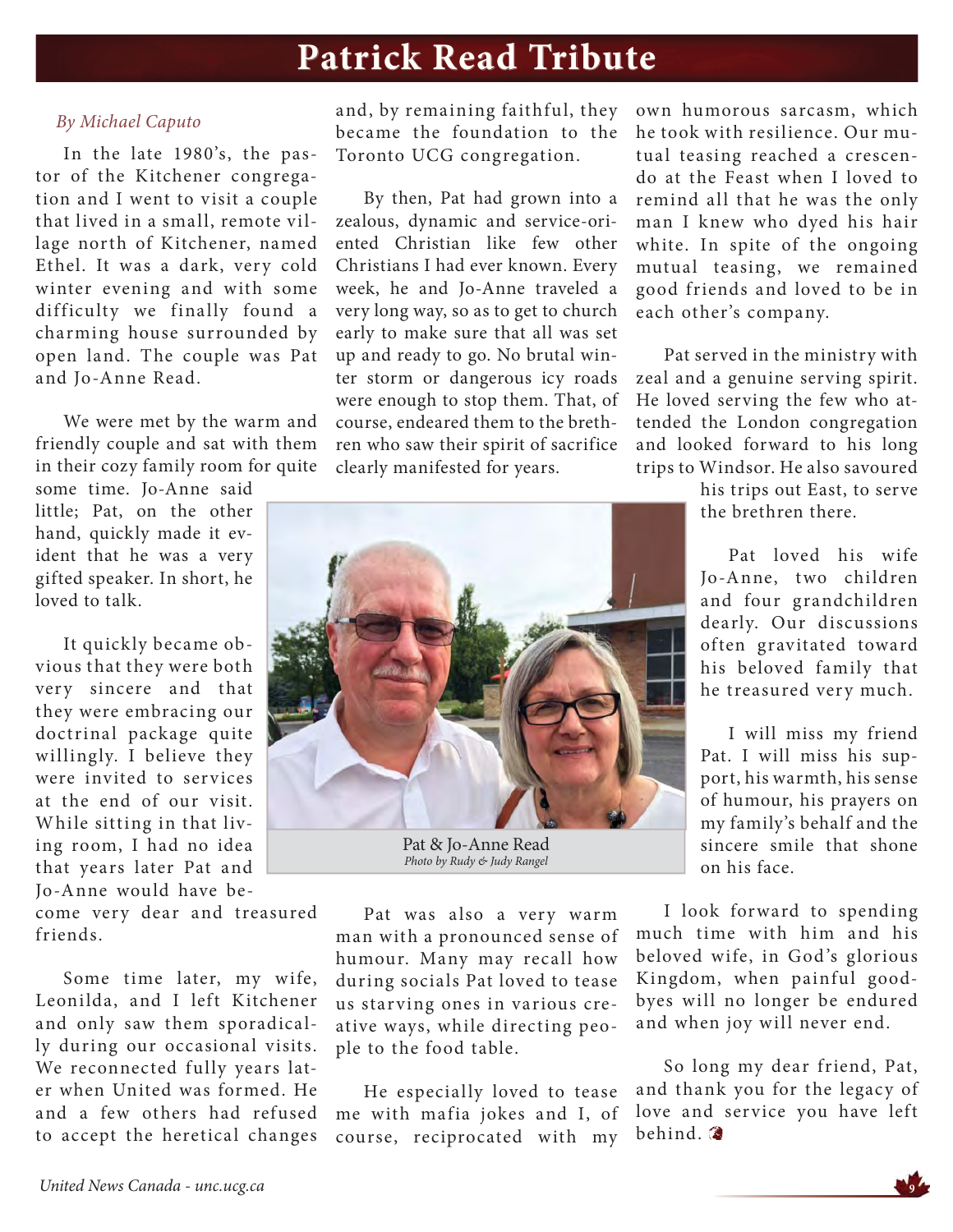# Patrick Read Tribute

*By Michael Caputo*

In the late 1980's, the pastor of the Kitchener congregation and I went to visit a couple that lived in a small, remote village north of Kitchener, named Ethel. It was a dark, very cold winter evening and with some difficulty we finally found a charming house surrounded by open land. The couple was Pat and Jo-Anne Read.

We were met by the warm and friendly couple and sat with them in their cozy family room for quite some time. Jo-Anne said little; Pat, on the other hand, quickly made it evident that he was a very gifted speaker. In short, he loved to talk.

It quickly became obvious that they were both very sincere and that they were embracing our doctrinal package quite willingly. I believe they were invited to services at the end of our visit. While sitting in that living room, I had no idea that years later Pat and Jo-Anne would have become very dear and treasured friends.

Some time later, my wife, Leonilda, and I left Kitchener and only saw them sporadically during our occasional visits. We reconnected fully years later when United was formed. He and a few others had refused to accept the heretical changes and, by remaining faithful, they became the foundation to the Toronto UCG congregation.

By then, Pat had grown into a zealous, dynamic and service-oriented Christian like few other Christians I had ever known. Every week, he and Jo-Anne traveled a very long way, so as to get to church early to make sure that all was set up and ready to go. No brutal winter storm or dangerous icy roads were enough to stop them. That, of course, endeared them to the brethren who saw their spirit of sacrifice clearly manifested for years.

Pat & Jo-Anne Read
*Photo by Rudy & Judy Rangel*

Pat was also a very warm man with a pronounced sense of humour. Many may recall how during socials Pat loved to tease us starving ones in various creative ways, while directing people to the food table.

He especially loved to tease me with mafia jokes and I, of course, reciprocated with my own humorous sarcasm, which he took with resilience. Our mutual teasing reached a crescendo at the Feast when I loved to remind all that he was the only man I knew who dyed his hair white. In spite of the ongoing mutual teasing, we remained good friends and loved to be in each other's company.

Pat served in the ministry with zeal and a genuine serving spirit. He loved serving the few who attended the London congregation and looked forward to his long trips to Windsor. He also savoured his trips out East, to serve the brethren there.

Pat loved his wife Jo-Anne, two children and four grandchildren dearly. Our discussions often gravitated toward his beloved family that he treasured very much.

I will miss my friend Pat. I will miss his support, his warmth, his sense of humour, his prayers on my family's behalf and the sincere smile that shone on his face.

I look forward to spending much time with him and his beloved wife, in God's glorious Kingdom, when painful goodbyes will no longer be endured and when joy will never end.

So long my dear friend, Pat, and thank you for the legacy of love and service you have left behind.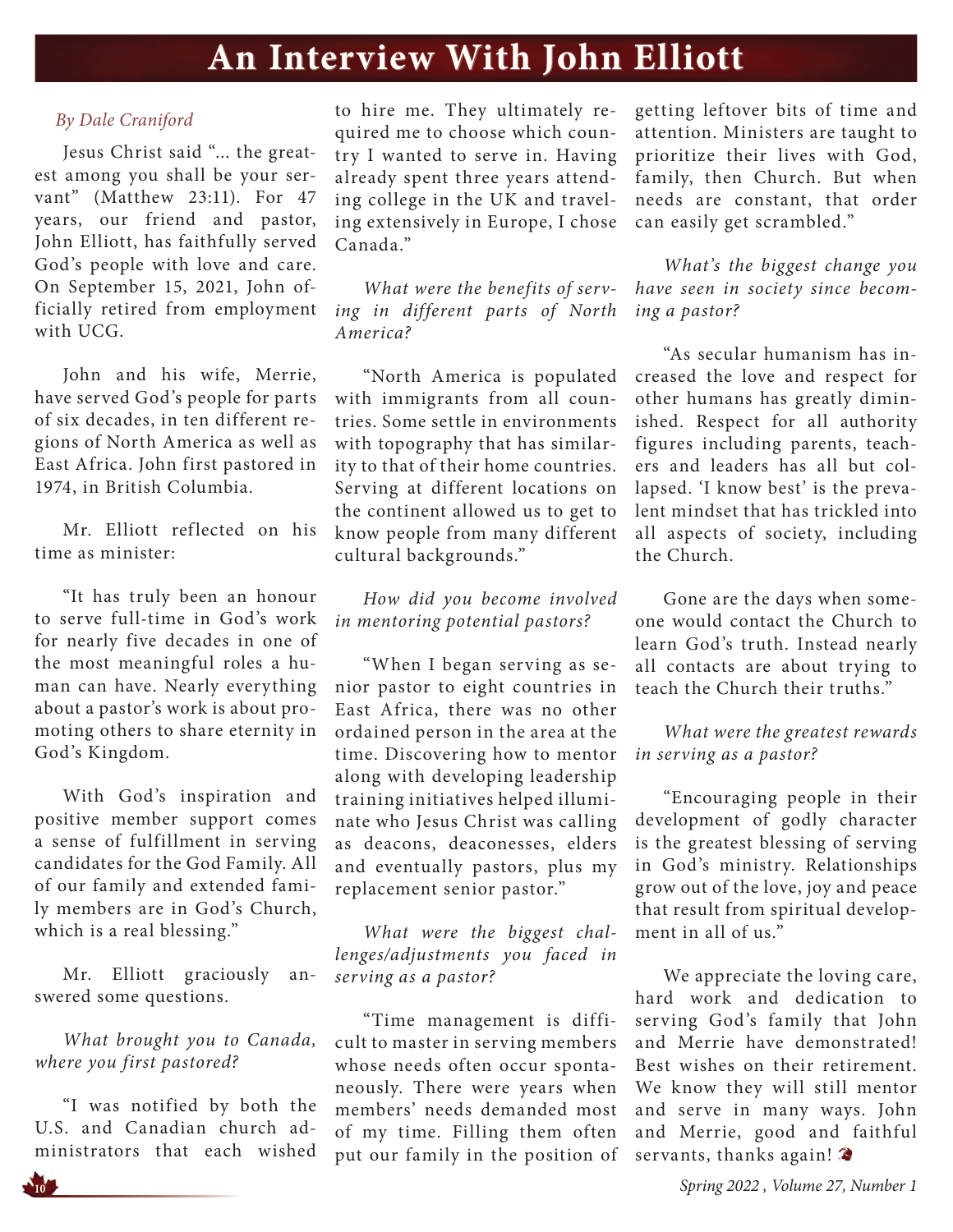# An Interview With John Elliott

*By Dale Craniford*

Jesus Christ said "... the greatest among you shall be your servant" (Matthew 23:11). For 47 years, our friend and pastor, John Elliott, has faithfully served God's people with love and care. On September 15, 2021, John officially retired from employment with UCG.

John and his wife, Merrie, have served God's people for parts of six decades, in ten different regions of North America as well as East Africa. John first pastored in 1974, in British Columbia.

Mr. Elliott reflected on his time as minister:

"It has truly been an honour to serve full-time in God's work for nearly five decades in one of the most meaningful roles a human can have. Nearly everything about a pastor's work is about promoting others to share eternity in God's Kingdom.

With God's inspiration and positive member support comes a sense of fulfillment in serving candidates for the God Family. All of our family and extended family members are in God's Church, which is a real blessing."

Mr. Elliott graciously answered some questions.

*What brought you to Canada, where you first pastored?*

"I was notified by both the U.S. and Canadian church administrators that each wished to hire me. They ultimately required me to choose which country I wanted to serve in. Having already spent three years attending college in the UK and traveling extensively in Europe, I chose Canada."

*What were the benefits of serving in different parts of North America?*

"North America is populated with immigrants from all countries. Some settle in environments with topography that has similarity to that of their home countries. Serving at different locations on the continent allowed us to get to know people from many different cultural backgrounds."

*How did you become involved in mentoring potential pastors?*

"When I began serving as senior pastor to eight countries in East Africa, there was no other ordained person in the area at the time. Discovering how to mentor along with developing leadership training initiatives helped illuminate who Jesus Christ was calling as deacons, deaconesses, elders and eventually pastors, plus my replacement senior pastor."

*What were the biggest challenges/adjustments you faced in serving as a pastor?*

"Time management is difficult to master in serving members whose needs often occur spontaneously. There were years when members' needs demanded most of my time. Filling them often put our family in the position of getting leftover bits of time and attention. Ministers are taught to prioritize their lives with God, family, then Church. But when needs are constant, that order can easily get scrambled."

*What's the biggest change you have seen in society since becoming a pastor?*

"As secular humanism has increased the love and respect for other humans has greatly diminished. Respect for all authority figures including parents, teachers and leaders has all but collapsed. 'I know best' is the prevalent mindset that has trickled into all aspects of society, including the Church.

Gone are the days when someone would contact the Church to learn God's truth. Instead nearly all contacts are about trying to teach the Church their truths."

*What were the greatest rewards in serving as a pastor?*

"Encouraging people in their development of godly character is the greatest blessing of serving in God's ministry. Relationships grow out of the love, joy and peace that result from spiritual development in all of us."

We appreciate the loving care, hard work and dedication to serving God's family that John and Merrie have demonstrated! Best wishes on their retirement. We know they will still mentor and serve in many ways. John and Merrie, good and faithful servants, thanks again!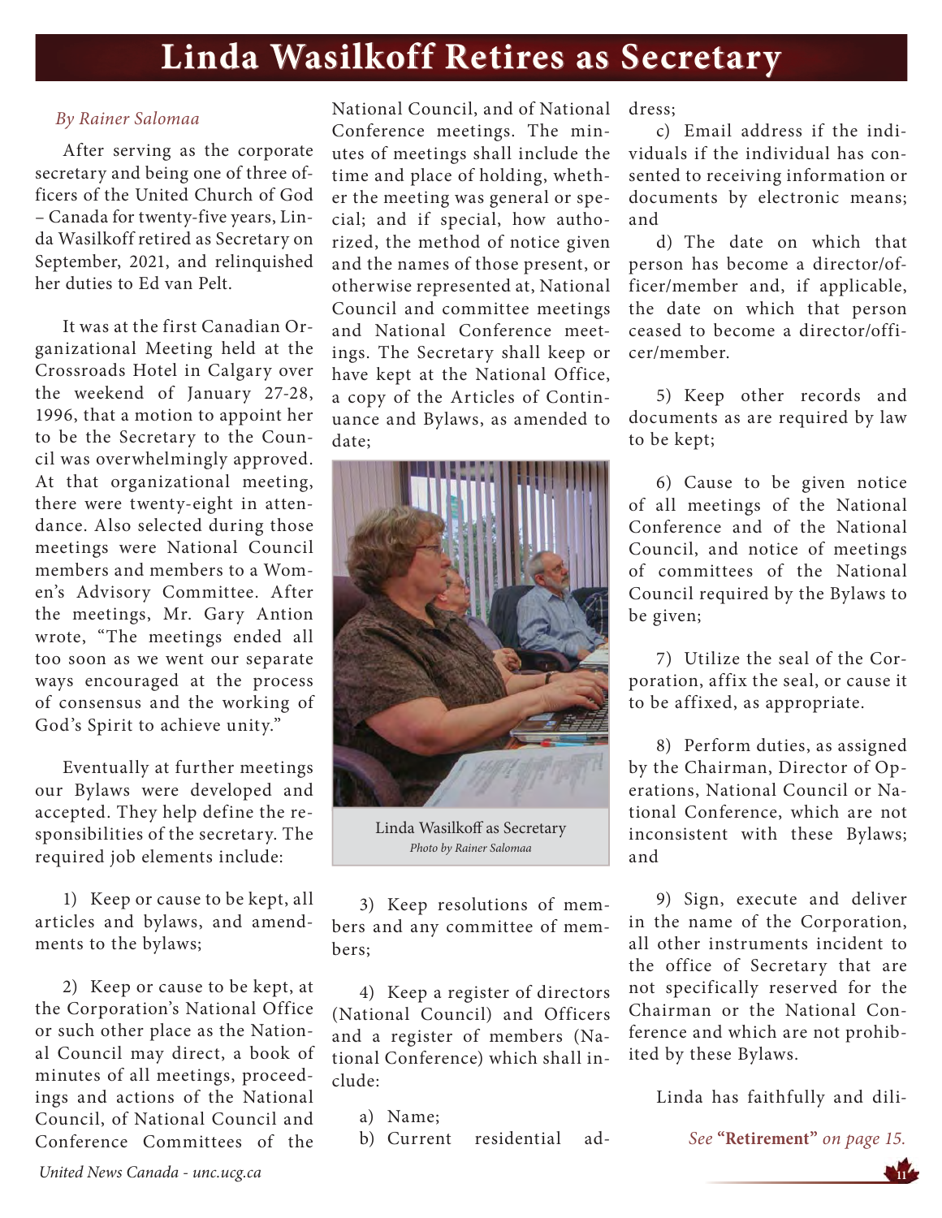# Linda Wasilkoff Retires as Secretary

*By Rainer Salomaa*

After serving as the corporate secretary and being one of three officers of the United Church of God – Canada for twenty-five years, Linda Wasilkoff retired as Secretary on September, 2021, and relinquished her duties to Ed van Pelt.

It was at the first Canadian Organizational Meeting held at the Crossroads Hotel in Calgary over the weekend of January 27-28, 1996, that a motion to appoint her to be the Secretary to the Council was overwhelmingly approved. At that organizational meeting, there were twenty-eight in attendance. Also selected during those meetings were National Council members and members to a Women's Advisory Committee. After the meetings, Mr. Gary Antion wrote, "The meetings ended all too soon as we went our separate ways encouraged at the process of consensus and the working of God's Spirit to achieve unity."

Eventually at further meetings our Bylaws were developed and accepted. They help define the responsibilities of the secretary. The required job elements include:

1) Keep or cause to be kept, all articles and bylaws, and amendments to the bylaws;

2) Keep or cause to be kept, at the Corporation's National Office or such other place as the National Council may direct, a book of minutes of all meetings, proceedings and actions of the National Council, of National Council and Conference Committees of the National Council, and of National Conference meetings. The minutes of meetings shall include the time and place of holding, whether the meeting was general or special; and if special, how authorized, the method of notice given and the names of those present, or otherwise represented at, National Council and committee meetings and National Conference meetings. The Secretary shall keep or have kept at the National Office, a copy of the Articles of Continuance and Bylaws, as amended to date;

Linda Wasilkoff as Secretary
*Photo by Rainer Salomaa*

3) Keep resolutions of members and any committee of members;

4) Keep a register of directors (National Council) and Officers and a register of members (National Conference) which shall include:

a) Name;
b) Current residential address;
c) Email address if the individuals if the individual has consented to receiving information or documents by electronic means; and
d) The date on which that person has become a director/officer/member and, if applicable, the date on which that person ceased to become a director/officer/member.

5) Keep other records and documents as are required by law to be kept;

6) Cause to be given notice of all meetings of the National Conference and of the National Council, and notice of meetings of committees of the National Council required by the Bylaws to be given;

7) Utilize the seal of the Corporation, affix the seal, or cause it to be affixed, as appropriate.

8) Perform duties, as assigned by the Chairman, Director of Operations, National Council or National Conference, which are not inconsistent with these Bylaws; and

9) Sign, execute and deliver in the name of the Corporation, all other instruments incident to the office of Secretary that are not specifically reserved for the Chairman or the National Conference and which are not prohibited by these Bylaws.

Linda has faithfully and dili-

*See* **"Retirement"** *on page 15.*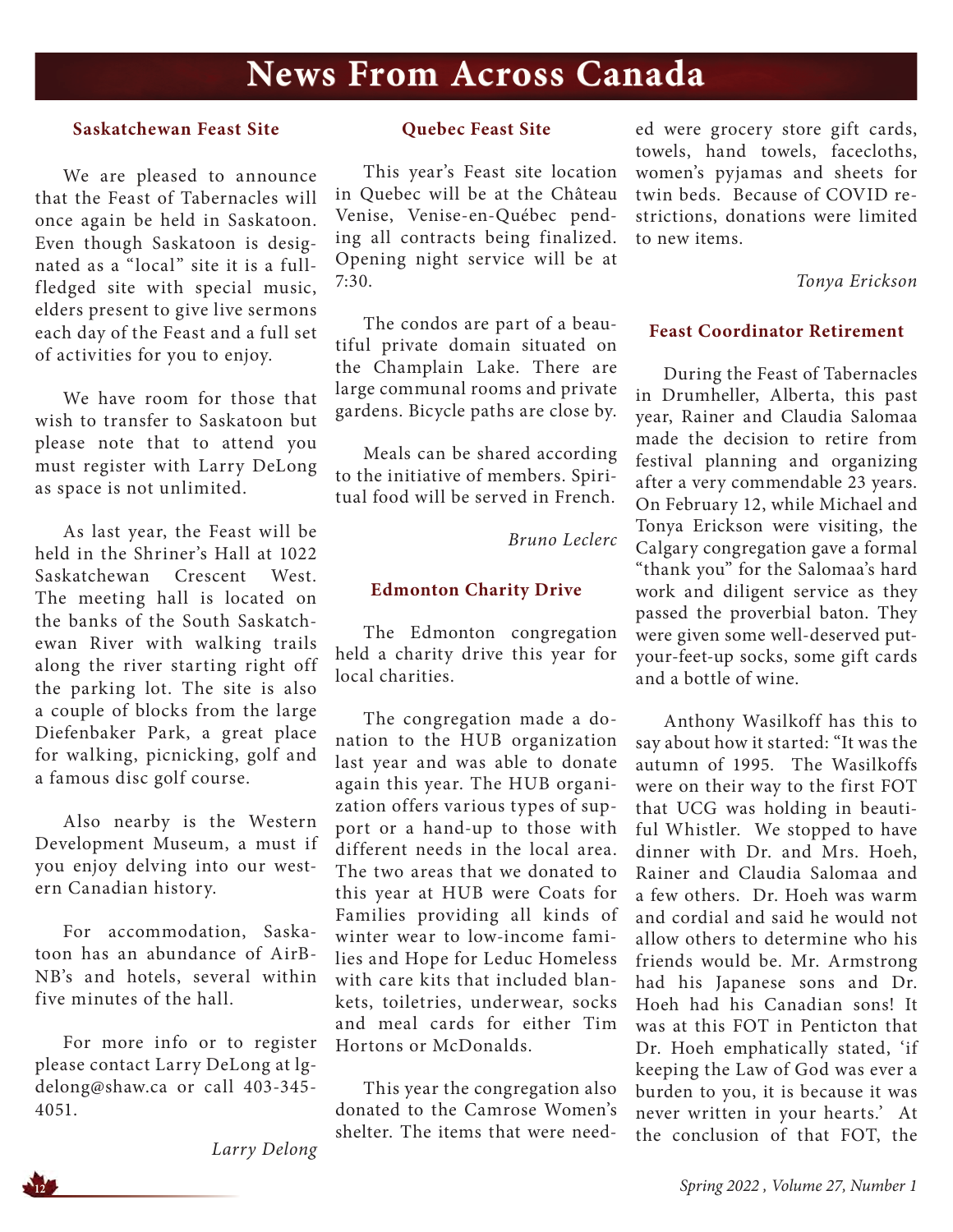# News From Across Canada

### Saskatchewan Feast Site

We are pleased to announce that the Feast of Tabernacles will once again be held in Saskatoon. Even though Saskatoon is designated as a "local" site it is a full-fledged site with special music, elders present to give live sermons each day of the Feast and a full set of activities for you to enjoy.

We have room for those that wish to transfer to Saskatoon but please note that to attend you must register with Larry DeLong as space is not unlimited.

As last year, the Feast will be held in the Shriner's Hall at 1022 Saskatchewan Crescent West. The meeting hall is located on the banks of the South Saskatchewan River with walking trails along the river starting right off the parking lot. The site is also a couple of blocks from the large Diefenbaker Park, a great place for walking, picnicking, golf and a famous disc golf course.

Also nearby is the Western Development Museum, a must if you enjoy delving into our western Canadian history.

For accommodation, Saskatoon has an abundance of AirBNB's and hotels, several within five minutes of the hall.

For more info or to register please contact Larry DeLong at lgdelong@shaw.ca or call 403-345-4051.

*Larry Delong*

### Quebec Feast Site

This year's Feast site location in Quebec will be at the Château Venise, Venise-en-Québec pending all contracts being finalized. Opening night service will be at 7:30.

The condos are part of a beautiful private domain situated on the Champlain Lake. There are large communal rooms and private gardens. Bicycle paths are close by.

Meals can be shared according to the initiative of members. Spiritual food will be served in French.

*Bruno Leclerc*

### Edmonton Charity Drive

The Edmonton congregation held a charity drive this year for local charities.

The congregation made a donation to the HUB organization last year and was able to donate again this year. The HUB organization offers various types of support or a hand-up to those with different needs in the local area. The two areas that we donated to this year at HUB were Coats for Families providing all kinds of winter wear to low-income families and Hope for Leduc Homeless with care kits that included blankets, toiletries, underwear, socks and meal cards for either Tim Hortons or McDonalds.

This year the congregation also donated to the Camrose Women's shelter. The items that were needed were grocery store gift cards, towels, hand towels, facecloths, women's pyjamas and sheets for twin beds. Because of COVID restrictions, donations were limited to new items.

*Tonya Erickson*

### Feast Coordinator Retirement

During the Feast of Tabernacles in Drumheller, Alberta, this past year, Rainer and Claudia Salomaa made the decision to retire from festival planning and organizing after a very commendable 23 years. On February 12, while Michael and Tonya Erickson were visiting, the Calgary congregation gave a formal "thank you" for the Salomaa's hard work and diligent service as they passed the proverbial baton. They were given some well-deserved put-your-feet-up socks, some gift cards and a bottle of wine.

Anthony Wasilkoff has this to say about how it started: "It was the autumn of 1995. The Wasilkoffs were on their way to the first FOT that UCG was holding in beautiful Whistler. We stopped to have dinner with Dr. and Mrs. Hoeh, Rainer and Claudia Salomaa and a few others. Dr. Hoeh was warm and cordial and said he would not allow others to determine who his friends would be. Mr. Armstrong had his Japanese sons and Dr. Hoeh had his Canadian sons! It was at this FOT in Penticton that Dr. Hoeh emphatically stated, 'if keeping the Law of God was ever a burden to you, it is because it was never written in your hearts.' At the conclusion of that FOT, the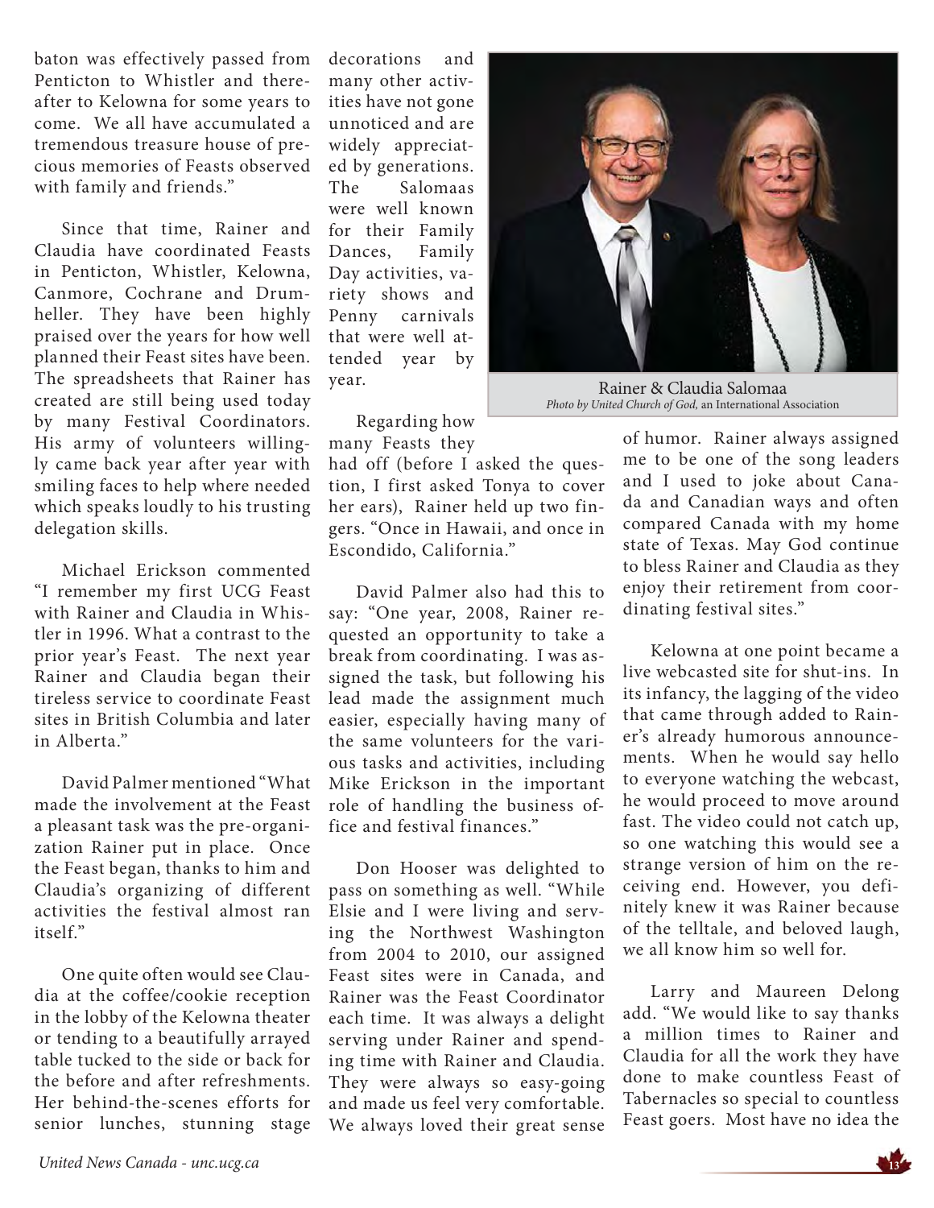baton was effectively passed from Penticton to Whistler and thereafter to Kelowna for some years to come. We all have accumulated a tremendous treasure house of precious memories of Feasts observed with family and friends."

Since that time, Rainer and Claudia have coordinated Feasts in Penticton, Whistler, Kelowna, Canmore, Cochrane and Drumheller. They have been highly praised over the years for how well planned their Feast sites have been. The spreadsheets that Rainer has created are still being used today by many Festival Coordinators. His army of volunteers willingly came back year after year with smiling faces to help where needed which speaks loudly to his trusting delegation skills.

Michael Erickson commented "I remember my first UCG Feast with Rainer and Claudia in Whistler in 1996. What a contrast to the prior year's Feast. The next year Rainer and Claudia began their tireless service to coordinate Feast sites in British Columbia and later in Alberta."

David Palmer mentioned "What made the involvement at the Feast a pleasant task was the pre-organization Rainer put in place. Once the Feast began, thanks to him and Claudia's organizing of different activities the festival almost ran itself."

One quite often would see Claudia at the coffee/cookie reception in the lobby of the Kelowna theater or tending to a beautifully arrayed table tucked to the side or back for the before and after refreshments. Her behind-the-scenes efforts for senior lunches, stunning stage decorations and many other activities have not gone unnoticed and are widely appreciated by generations. The Salomaas were well known for their Family Dances, Family Day activities, variety shows and Penny carnivals that were well attended year by year.

Rainer & Claudia Salomaa
*Photo by United Church of God,* an International Association

Regarding how many Feasts they had off (before I asked the question, I first asked Tonya to cover her ears), Rainer held up two fingers. "Once in Hawaii, and once in Escondido, California."

David Palmer also had this to say: "One year, 2008, Rainer requested an opportunity to take a break from coordinating. I was assigned the task, but following his lead made the assignment much easier, especially having many of the same volunteers for the various tasks and activities, including Mike Erickson in the important role of handling the business office and festival finances."

Don Hooser was delighted to pass on something as well. "While Elsie and I were living and serving the Northwest Washington from 2004 to 2010, our assigned Feast sites were in Canada, and Rainer was the Feast Coordinator each time. It was always a delight serving under Rainer and spending time with Rainer and Claudia. They were always so easy-going and made us feel very comfortable. We always loved their great sense of humor. Rainer always assigned me to be one of the song leaders and I used to joke about Canada and Canadian ways and often compared Canada with my home state of Texas. May God continue to bless Rainer and Claudia as they enjoy their retirement from coordinating festival sites."

Kelowna at one point became a live webcasted site for shut-ins. In its infancy, the lagging of the video that came through added to Rainer's already humorous announcements. When he would say hello to everyone watching the webcast, he would proceed to move around fast. The video could not catch up, so one watching this would see a strange version of him on the receiving end. However, you definitely knew it was Rainer because of the telltale, and beloved laugh, we all know him so well for.

Larry and Maureen Delong add. "We would like to say thanks a million times to Rainer and Claudia for all the work they have done to make countless Feast of Tabernacles so special to countless Feast goers. Most have no idea the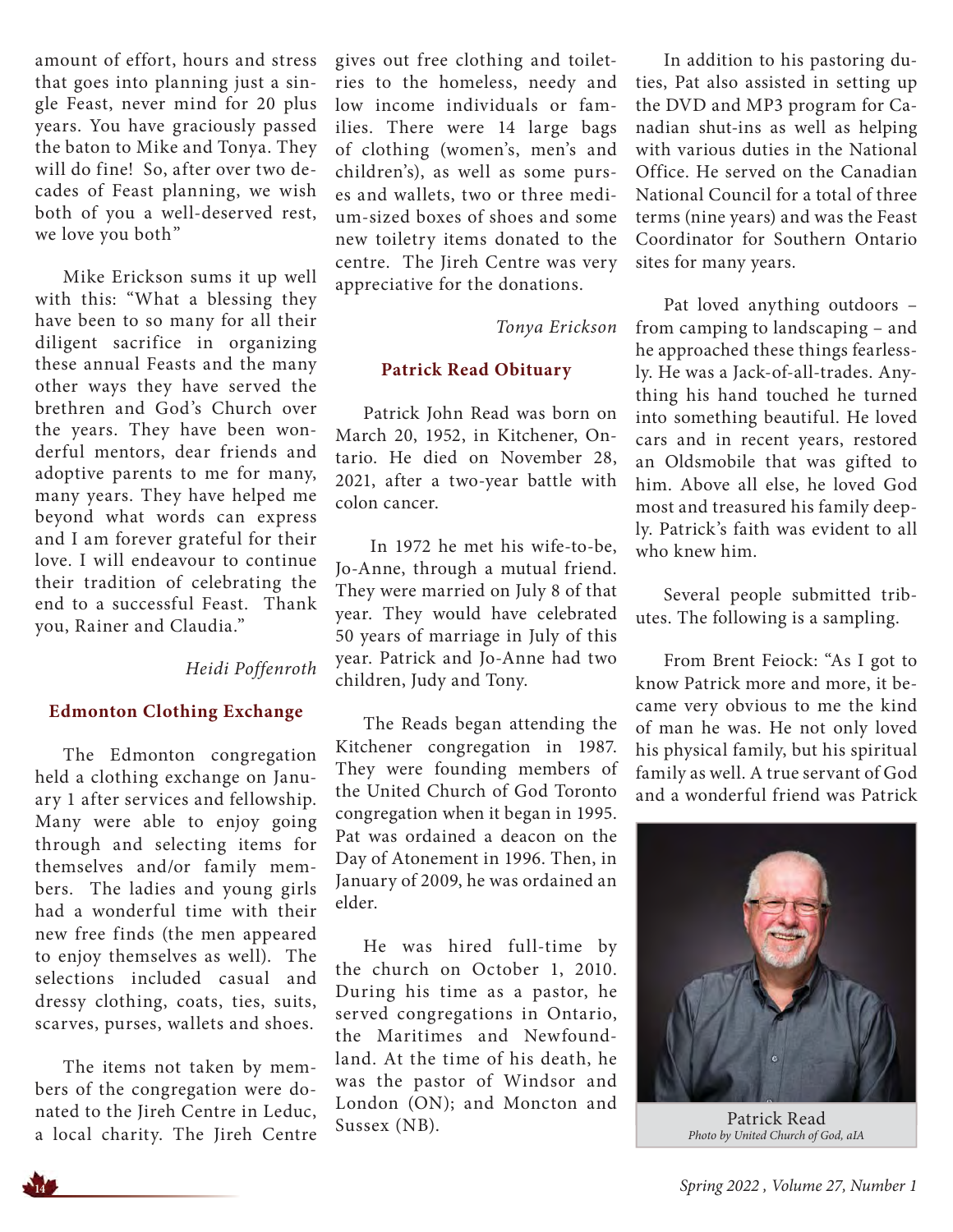amount of effort, hours and stress that goes into planning just a single Feast, never mind for 20 plus years. You have graciously passed the baton to Mike and Tonya. They will do fine! So, after over two decades of Feast planning, we wish both of you a well-deserved rest, we love you both"

Mike Erickson sums it up well with this: "What a blessing they have been to so many for all their diligent sacrifice in organizing these annual Feasts and the many other ways they have served the brethren and God's Church over the years. They have been wonderful mentors, dear friends and adoptive parents to me for many, many years. They have helped me beyond what words can express and I am forever grateful for their love. I will endeavour to continue their tradition of celebrating the end to a successful Feast. Thank you, Rainer and Claudia."

*Heidi Poffenroth*

### Edmonton Clothing Exchange

The Edmonton congregation held a clothing exchange on January 1 after services and fellowship. Many were able to enjoy going through and selecting items for themselves and/or family members. The ladies and young girls had a wonderful time with their new free finds (the men appeared to enjoy themselves as well). The selections included casual and dressy clothing, coats, ties, suits, scarves, purses, wallets and shoes.

The items not taken by members of the congregation were donated to the Jireh Centre in Leduc, a local charity. The Jireh Centre gives out free clothing and toiletries to the homeless, needy and low income individuals or families. There were 14 large bags of clothing (women's, men's and children's), as well as some purses and wallets, two or three medium-sized boxes of shoes and some new toiletry items donated to the centre. The Jireh Centre was very appreciative for the donations.

*Tonya Erickson*

### Patrick Read Obituary

Patrick John Read was born on March 20, 1952, in Kitchener, Ontario. He died on November 28, 2021, after a two-year battle with colon cancer.

In 1972 he met his wife-to-be, Jo-Anne, through a mutual friend. They were married on July 8 of that year. They would have celebrated 50 years of marriage in July of this year. Patrick and Jo-Anne had two children, Judy and Tony.

The Reads began attending the Kitchener congregation in 1987. They were founding members of the United Church of God Toronto congregation when it began in 1995. Pat was ordained a deacon on the Day of Atonement in 1996. Then, in January of 2009, he was ordained an elder.

He was hired full-time by the church on October 1, 2010. During his time as a pastor, he served congregations in Ontario, the Maritimes and Newfoundland. At the time of his death, he was the pastor of Windsor and London (ON); and Moncton and Sussex (NB).

In addition to his pastoring duties, Pat also assisted in setting up the DVD and MP3 program for Canadian shut-ins as well as helping with various duties in the National Office. He served on the Canadian National Council for a total of three terms (nine years) and was the Feast Coordinator for Southern Ontario sites for many years.

Pat loved anything outdoors – from camping to landscaping – and he approached these things fearlessly. He was a Jack-of-all-trades. Anything his hand touched he turned into something beautiful. He loved cars and in recent years, restored an Oldsmobile that was gifted to him. Above all else, he loved God most and treasured his family deeply. Patrick's faith was evident to all who knew him.

Several people submitted tributes. The following is a sampling.

From Brent Feiock: "As I got to know Patrick more and more, it became very obvious to me the kind of man he was. He not only loved his physical family, but his spiritual family as well. A true servant of God and a wonderful friend was Patrick

Patrick Read
*Photo by United Church of God, aIA*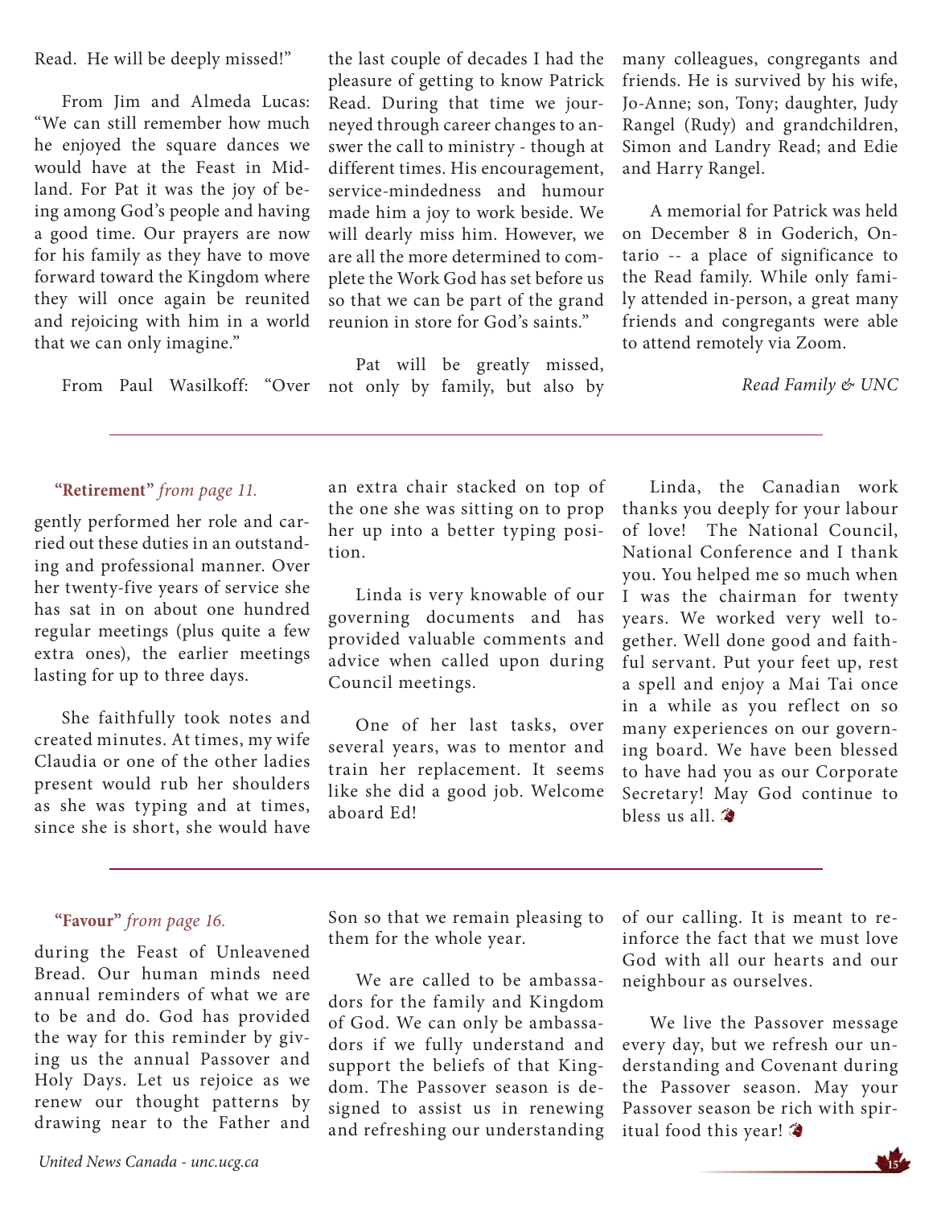Read. He will be deeply missed!"

From Jim and Almeda Lucas: "We can still remember how much he enjoyed the square dances we would have at the Feast in Midland. For Pat it was the joy of being among God's people and having a good time. Our prayers are now for his family as they have to move forward toward the Kingdom where they will once again be reunited and rejoicing with him in a world that we can only imagine."

From Paul Wasilkoff: "Over the last couple of decades I had the pleasure of getting to know Patrick Read. During that time we journeyed through career changes to answer the call to ministry - though at different times. His encouragement, service-mindedness and humour made him a joy to work beside. We will dearly miss him. However, we are all the more determined to complete the Work God has set before us so that we can be part of the grand reunion in store for God's saints."

Pat will be greatly missed, not only by family, but also by many colleagues, congregants and friends. He is survived by his wife, Jo-Anne; son, Tony; daughter, Judy Rangel (Rudy) and grandchildren, Simon and Landry Read; and Edie and Harry Rangel.

A memorial for Patrick was held on December 8 in Goderich, Ontario -- a place of significance to the Read family. While only family attended in-person, a great many friends and congregants were able to attend remotely via Zoom.

*Read Family & UNC*

---

**"Retirement"** *from page 11.*

gently performed her role and carried out these duties in an outstanding and professional manner. Over her twenty-five years of service she has sat in on about one hundred regular meetings (plus quite a few extra ones), the earlier meetings lasting for up to three days.

She faithfully took notes and created minutes. At times, my wife Claudia or one of the other ladies present would rub her shoulders as she was typing and at times, since she is short, she would have an extra chair stacked on top of the one she was sitting on to prop her up into a better typing position.

Linda is very knowable of our governing documents and has provided valuable comments and advice when called upon during Council meetings.

One of her last tasks, over several years, was to mentor and train her replacement. It seems like she did a good job. Welcome aboard Ed!

Linda, the Canadian work thanks you deeply for your labour of love! The National Council, National Conference and I thank you. You helped me so much when I was the chairman for twenty years. We worked very well together. Well done good and faithful servant. Put your feet up, rest a spell and enjoy a Mai Tai once in a while as you reflect on so many experiences on our governing board. We have been blessed to have had you as our Corporate Secretary! May God continue to bless us all.

---

**"Favour"** *from page 16.*

during the Feast of Unleavened Bread. Our human minds need annual reminders of what we are to be and do. God has provided the way for this reminder by giving us the annual Passover and Holy Days. Let us rejoice as we renew our thought patterns by drawing near to the Father and Son so that we remain pleasing to them for the whole year.

We are called to be ambassadors for the family and Kingdom of God. We can only be ambassadors if we fully understand and support the beliefs of that Kingdom. The Passover season is designed to assist us in renewing and refreshing our understanding of our calling. It is meant to reinforce the fact that we must love God with all our hearts and our neighbour as ourselves.

We live the Passover message every day, but we refresh our understanding and Covenant during the Passover season. May your Passover season be rich with spiritual food this year!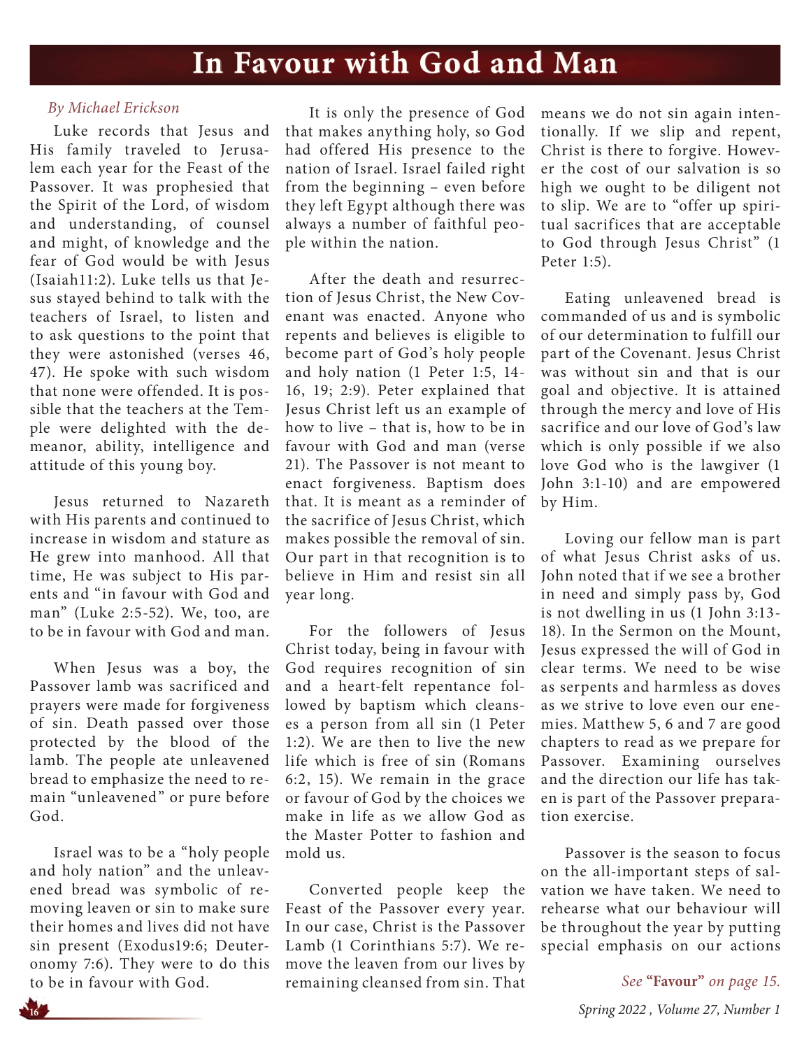# In Favour with God and Man

*By Michael Erickson*

Luke records that Jesus and His family traveled to Jerusalem each year for the Feast of the Passover. It was prophesied that the Spirit of the Lord, of wisdom and understanding, of counsel and might, of knowledge and the fear of God would be with Jesus (Isaiah11:2). Luke tells us that Jesus stayed behind to talk with the teachers of Israel, to listen and to ask questions to the point that they were astonished (verses 46, 47). He spoke with such wisdom that none were offended. It is possible that the teachers at the Temple were delighted with the demeanor, ability, intelligence and attitude of this young boy.

Jesus returned to Nazareth with His parents and continued to increase in wisdom and stature as He grew into manhood. All that time, He was subject to His parents and "in favour with God and man" (Luke 2:5-52). We, too, are to be in favour with God and man.

When Jesus was a boy, the Passover lamb was sacrificed and prayers were made for forgiveness of sin. Death passed over those protected by the blood of the lamb. The people ate unleavened bread to emphasize the need to remain "unleavened" or pure before God.

Israel was to be a "holy people and holy nation" and the unleavened bread was symbolic of removing leaven or sin to make sure their homes and lives did not have sin present (Exodus19:6; Deuteronomy 7:6). They were to do this to be in favour with God.

It is only the presence of God that makes anything holy, so God had offered His presence to the nation of Israel. Israel failed right from the beginning – even before they left Egypt although there was always a number of faithful people within the nation.

After the death and resurrection of Jesus Christ, the New Covenant was enacted. Anyone who repents and believes is eligible to become part of God's holy people and holy nation (1 Peter 1:5, 14-16, 19; 2:9). Peter explained that Jesus Christ left us an example of how to live – that is, how to be in favour with God and man (verse 21). The Passover is not meant to enact forgiveness. Baptism does that. It is meant as a reminder of the sacrifice of Jesus Christ, which makes possible the removal of sin. Our part in that recognition is to believe in Him and resist sin all year long.

For the followers of Jesus Christ today, being in favour with God requires recognition of sin and a heart-felt repentance followed by baptism which cleanses a person from all sin (1 Peter 1:2). We are then to live the new life which is free of sin (Romans 6:2, 15). We remain in the grace or favour of God by the choices we make in life as we allow God as the Master Potter to fashion and mold us.

Converted people keep the Feast of the Passover every year. In our case, Christ is the Passover Lamb (1 Corinthians 5:7). We remove the leaven from our lives by remaining cleansed from sin. That means we do not sin again intentionally. If we slip and repent, Christ is there to forgive. However the cost of our salvation is so high we ought to be diligent not to slip. We are to "offer up spiritual sacrifices that are acceptable to God through Jesus Christ" (1 Peter 1:5).

Eating unleavened bread is commanded of us and is symbolic of our determination to fulfill our part of the Covenant. Jesus Christ was without sin and that is our goal and objective. It is attained through the mercy and love of His sacrifice and our love of God's law which is only possible if we also love God who is the lawgiver (1 John 3:1-10) and are empowered by Him.

Loving our fellow man is part of what Jesus Christ asks of us. John noted that if we see a brother in need and simply pass by, God is not dwelling in us (1 John 3:13-18). In the Sermon on the Mount, Jesus expressed the will of God in clear terms. We need to be wise as serpents and harmless as doves as we strive to love even our enemies. Matthew 5, 6 and 7 are good chapters to read as we prepare for Passover. Examining ourselves and the direction our life has taken is part of the Passover preparation exercise.

Passover is the season to focus on the all-important steps of salvation we have taken. We need to rehearse what our behaviour will be throughout the year by putting special emphasis on our actions

*See* **"Favour"** *on page 15.*